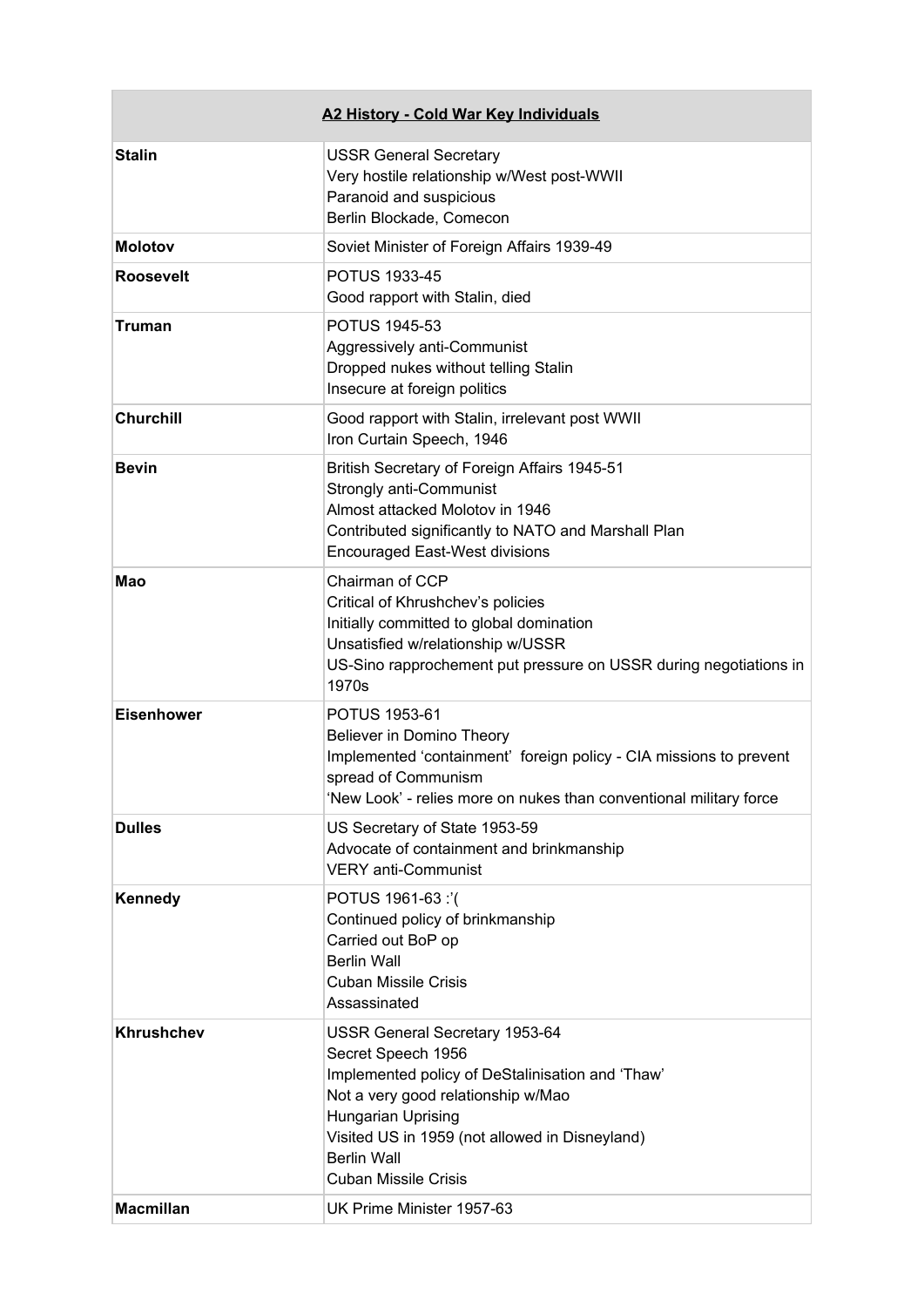| A2 History - Cold War Key Individuals | |
|---|---|
| **Stalin** | USSR General Secretary<br>Very hostile relationship w/West post-WWII<br>Paranoid and suspicious<br>Berlin Blockade, Comecon |
| **Molotov** | Soviet Minister of Foreign Affairs 1939-49 |
| **Roosevelt** | POTUS 1933-45<br>Good rapport with Stalin, died |
| **Truman** | POTUS 1945-53<br>Aggressively anti-Communist<br>Dropped nukes without telling Stalin<br>Insecure at foreign politics |
| **Churchill** | Good rapport with Stalin, irrelevant post WWII<br>Iron Curtain Speech, 1946 |
| **Bevin** | British Secretary of Foreign Affairs 1945-51<br>Strongly anti-Communist<br>Almost attacked Molotov in 1946<br>Contributed significantly to NATO and Marshall Plan<br>Encouraged East-West divisions |
| **Mao** | Chairman of CCP<br>Critical of Khrushchev's policies<br>Initially committed to global domination<br>Unsatisfied w/relationship w/USSR<br>US-Sino rapprochement put pressure on USSR during negotiations in 1970s |
| **Eisenhower** | POTUS 1953-61<br>Believer in Domino Theory<br>Implemented 'containment' foreign policy - CIA missions to prevent spread of Communism<br>'New Look' - relies more on nukes than conventional military force |
| **Dulles** | US Secretary of State 1953-59<br>Advocate of containment and brinkmanship<br>VERY anti-Communist |
| **Kennedy** | POTUS 1961-63 :'(<br>Continued policy of brinkmanship<br>Carried out BoP op<br>Berlin Wall<br>Cuban Missile Crisis<br>Assassinated |
| **Khrushchev** | USSR General Secretary 1953-64<br>Secret Speech 1956<br>Implemented policy of DeStalinisation and 'Thaw'<br>Not a very good relationship w/Mao<br>Hungarian Uprising<br>Visited US in 1959 (not allowed in Disneyland)<br>Berlin Wall<br>Cuban Missile Crisis |
| **Macmillan** | UK Prime Minister 1957-63 |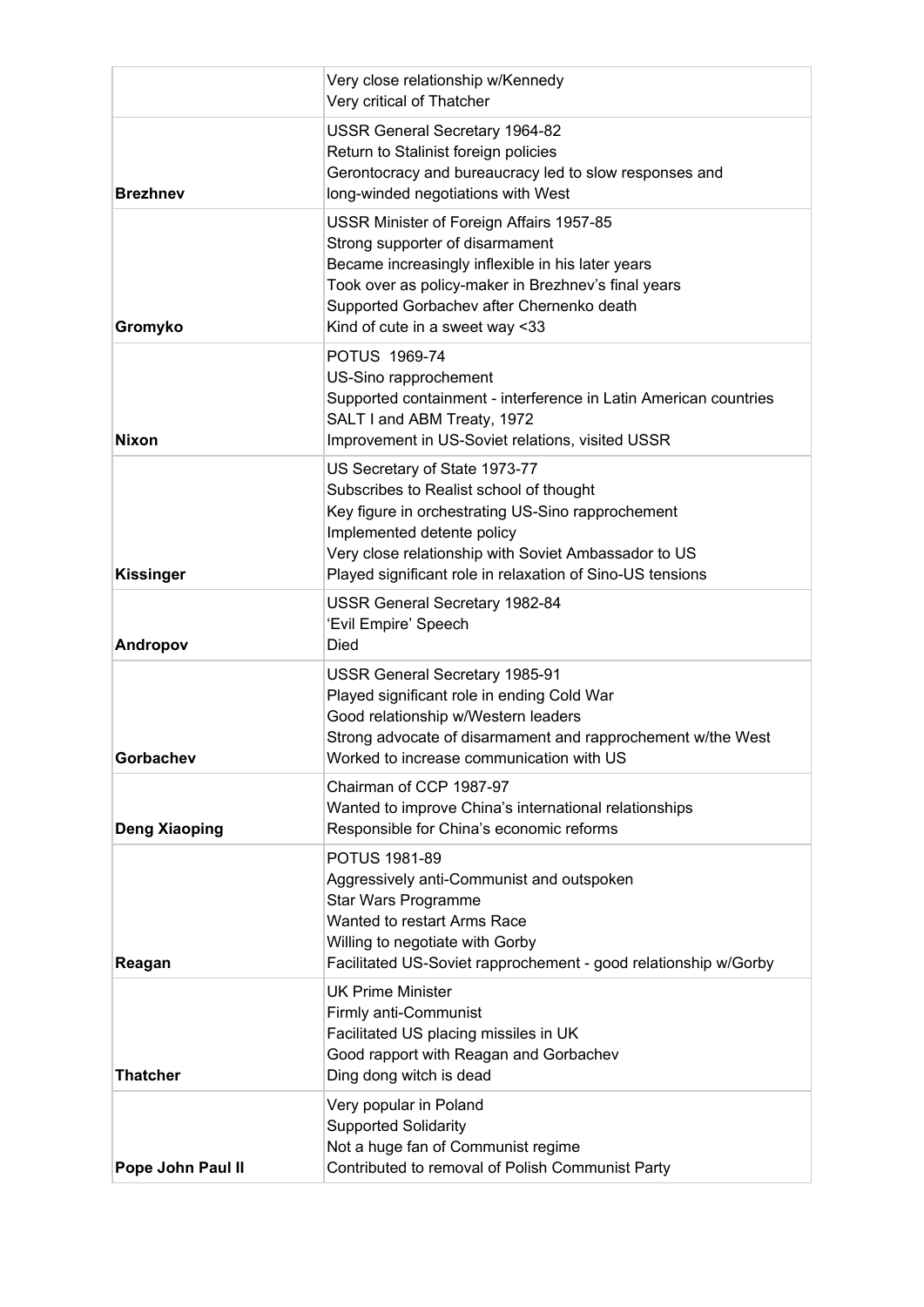| | |
|---|---|
| | Very close relationship w/Kennedy<br>Very critical of Thatcher |
| **Brezhnev** | USSR General Secretary 1964-82<br>Return to Stalinist foreign policies<br>Gerontocracy and bureaucracy led to slow responses and long-winded negotiations with West |
| **Gromyko** | USSR Minister of Foreign Affairs 1957-85<br>Strong supporter of disarmament<br>Became increasingly inflexible in his later years<br>Took over as policy-maker in Brezhnev's final years<br>Supported Gorbachev after Chernenko death<br>Kind of cute in a sweet way <33 |
| **Nixon** | POTUS 1969-74<br>US-Sino rapprochement<br>Supported containment - interference in Latin American countries<br>SALT I and ABM Treaty, 1972<br>Improvement in US-Soviet relations, visited USSR |
| **Kissinger** | US Secretary of State 1973-77<br>Subscribes to Realist school of thought<br>Key figure in orchestrating US-Sino rapprochement<br>Implemented detente policy<br>Very close relationship with Soviet Ambassador to US<br>Played significant role in relaxation of Sino-US tensions |
| **Andropov** | USSR General Secretary 1982-84<br>'Evil Empire' Speech<br>Died |
| **Gorbachev** | USSR General Secretary 1985-91<br>Played significant role in ending Cold War<br>Good relationship w/Western leaders<br>Strong advocate of disarmament and rapprochement w/the West<br>Worked to increase communication with US |
| **Deng Xiaoping** | Chairman of CCP 1987-97<br>Wanted to improve China's international relationships<br>Responsible for China's economic reforms |
| **Reagan** | POTUS 1981-89<br>Aggressively anti-Communist and outspoken<br>Star Wars Programme<br>Wanted to restart Arms Race<br>Willing to negotiate with Gorby<br>Facilitated US-Soviet rapprochement - good relationship w/Gorby |
| **Thatcher** | UK Prime Minister<br>Firmly anti-Communist<br>Facilitated US placing missiles in UK<br>Good rapport with Reagan and Gorbachev<br>Ding dong witch is dead |
| **Pope John Paul II** | Very popular in Poland<br>Supported Solidarity<br>Not a huge fan of Communist regime<br>Contributed to removal of Polish Communist Party |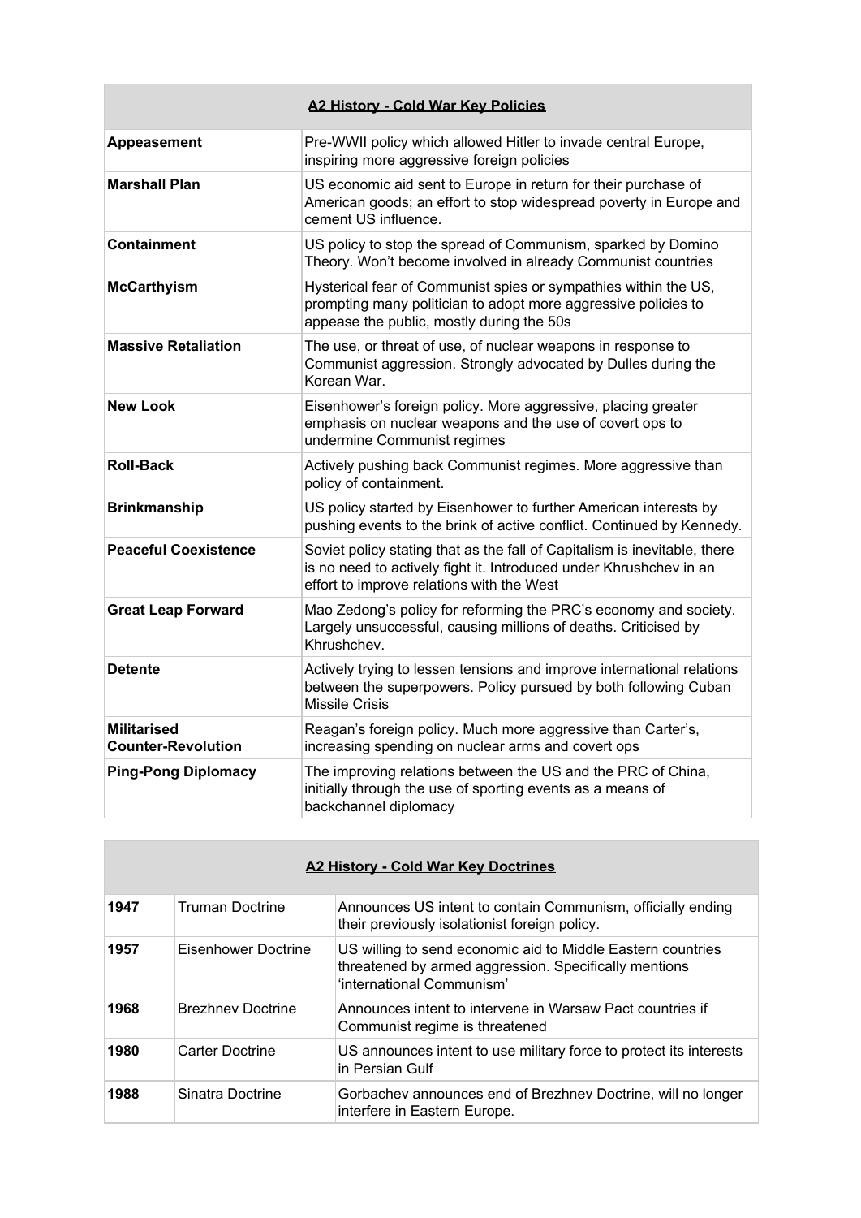| A2 History - Cold War Key Policies | |
|---|---|
| **Appeasement** | Pre-WWII policy which allowed Hitler to invade central Europe, inspiring more aggressive foreign policies |
| **Marshall Plan** | US economic aid sent to Europe in return for their purchase of American goods; an effort to stop widespread poverty in Europe and cement US influence. |
| **Containment** | US policy to stop the spread of Communism, sparked by Domino Theory. Won't become involved in already Communist countries |
| **McCarthyism** | Hysterical fear of Communist spies or sympathies within the US, prompting many politician to adopt more aggressive policies to appease the public, mostly during the 50s |
| **Massive Retaliation** | The use, or threat of use, of nuclear weapons in response to Communist aggression. Strongly advocated by Dulles during the Korean War. |
| **New Look** | Eisenhower's foreign policy. More aggressive, placing greater emphasis on nuclear weapons and the use of covert ops to undermine Communist regimes |
| **Roll-Back** | Actively pushing back Communist regimes. More aggressive than policy of containment. |
| **Brinkmanship** | US policy started by Eisenhower to further American interests by pushing events to the brink of active conflict. Continued by Kennedy. |
| **Peaceful Coexistence** | Soviet policy stating that as the fall of Capitalism is inevitable, there is no need to actively fight it. Introduced under Khrushchev in an effort to improve relations with the West |
| **Great Leap Forward** | Mao Zedong's policy for reforming the PRC's economy and society. Largely unsuccessful, causing millions of deaths. Criticised by Khrushchev. |
| **Detente** | Actively trying to lessen tensions and improve international relations between the superpowers. Policy pursued by both following Cuban Missile Crisis |
| **Militarised Counter-Revolution** | Reagan's foreign policy. Much more aggressive than Carter's, increasing spending on nuclear arms and covert ops |
| **Ping-Pong Diplomacy** | The improving relations between the US and the PRC of China, initially through the use of sporting events as a means of backchannel diplomacy |

| A2 History - Cold War Key Doctrines | | |
|---|---|---|
| **1947** | Truman Doctrine | Announces US intent to contain Communism, officially ending their previously isolationist foreign policy. |
| **1957** | Eisenhower Doctrine | US willing to send economic aid to Middle Eastern countries threatened by armed aggression. Specifically mentions 'international Communism' |
| **1968** | Brezhnev Doctrine | Announces intent to intervene in Warsaw Pact countries if Communist regime is threatened |
| **1980** | Carter Doctrine | US announces intent to use military force to protect its interests in Persian Gulf |
| **1988** | Sinatra Doctrine | Gorbachev announces end of Brezhnev Doctrine, will no longer interfere in Eastern Europe. |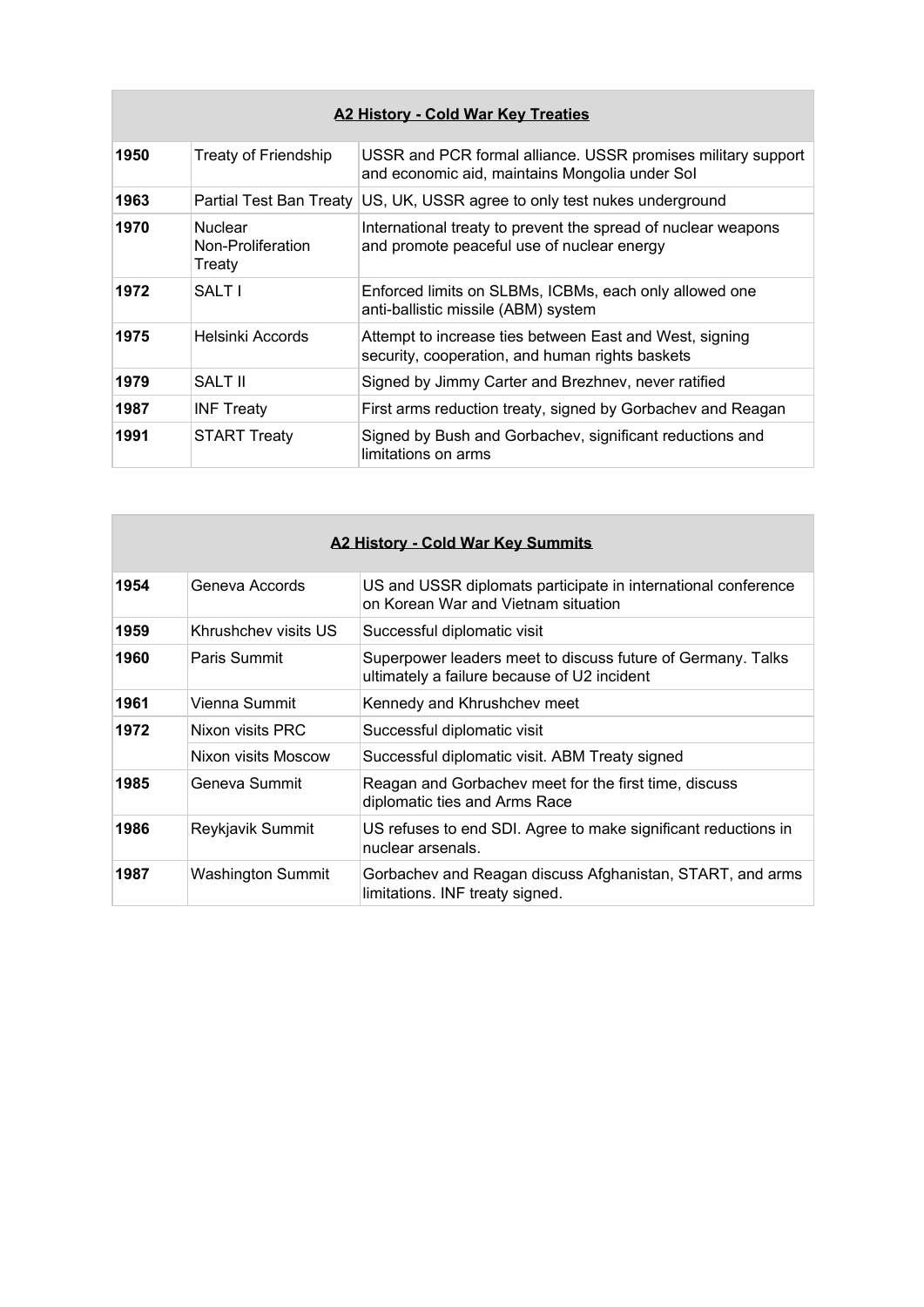| **A2 History - Cold War Key Treaties** | | |
|---|---|---|
| **1950** | Treaty of Friendship | USSR and PCR formal alliance. USSR promises military support and economic aid, maintains Mongolia under SoI |
| **1963** | Partial Test Ban Treaty | US, UK, USSR agree to only test nukes underground |
| **1970** | Nuclear Non-Proliferation Treaty | International treaty to prevent the spread of nuclear weapons and promote peaceful use of nuclear energy |
| **1972** | SALT I | Enforced limits on SLBMs, ICBMs, each only allowed one anti-ballistic missile (ABM) system |
| **1975** | Helsinki Accords | Attempt to increase ties between East and West, signing security, cooperation, and human rights baskets |
| **1979** | SALT II | Signed by Jimmy Carter and Brezhnev, never ratified |
| **1987** | INF Treaty | First arms reduction treaty, signed by Gorbachev and Reagan |
| **1991** | START Treaty | Signed by Bush and Gorbachev, significant reductions and limitations on arms |

| **A2 History - Cold War Key Summits** | | |
|---|---|---|
| **1954** | Geneva Accords | US and USSR diplomats participate in international conference on Korean War and Vietnam situation |
| **1959** | Khrushchev visits US | Successful diplomatic visit |
| **1960** | Paris Summit | Superpower leaders meet to discuss future of Germany. Talks ultimately a failure because of U2 incident |
| **1961** | Vienna Summit | Kennedy and Khrushchev meet |
| **1972** | Nixon visits PRC | Successful diplomatic visit |
| | Nixon visits Moscow | Successful diplomatic visit. ABM Treaty signed |
| **1985** | Geneva Summit | Reagan and Gorbachev meet for the first time, discuss diplomatic ties and Arms Race |
| **1986** | Reykjavik Summit | US refuses to end SDI. Agree to make significant reductions in nuclear arsenals. |
| **1987** | Washington Summit | Gorbachev and Reagan discuss Afghanistan, START, and arms limitations. INF treaty signed. |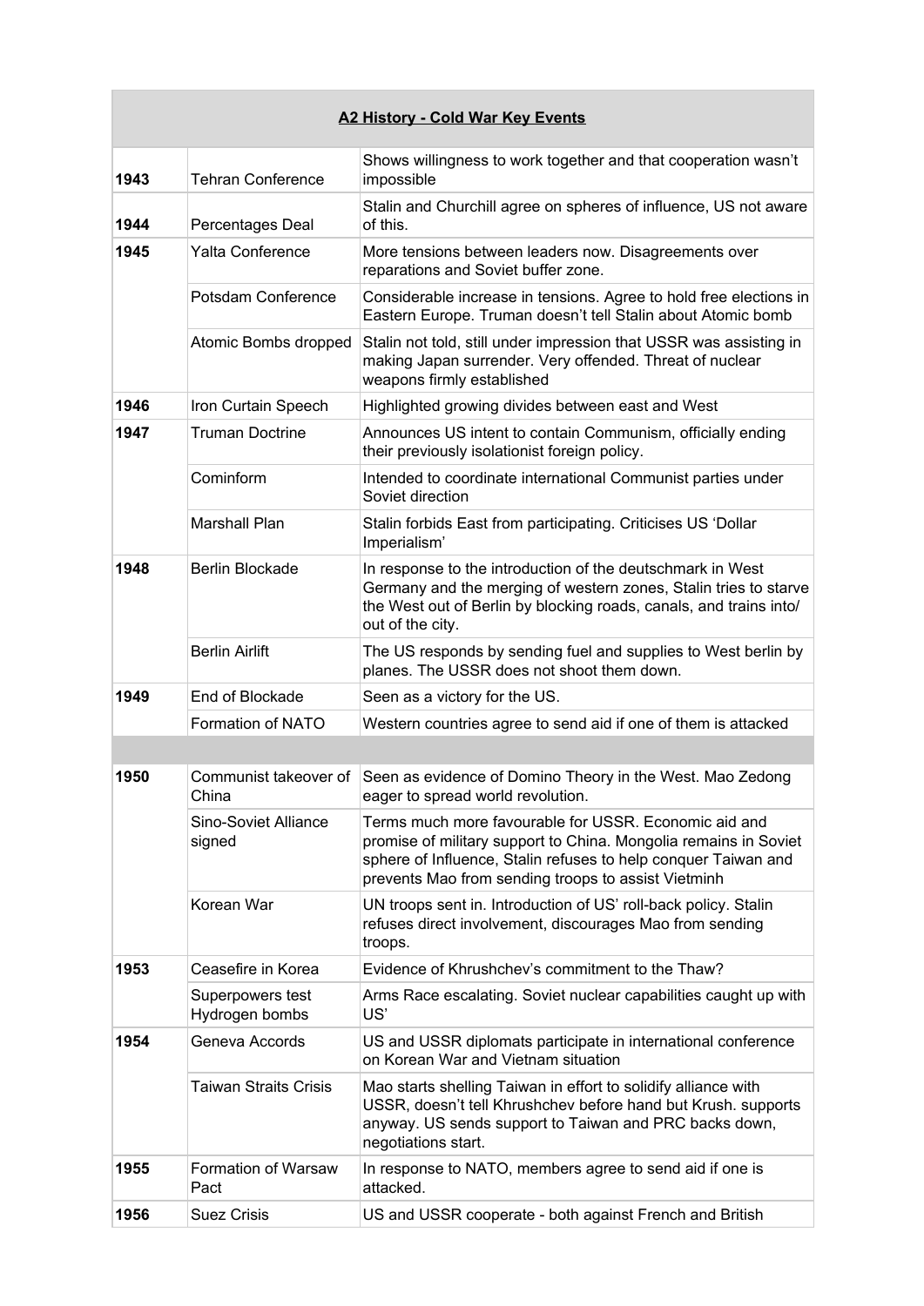| **A2 History - Cold War Key Events** | | |
|---|---|---|
| **1943** | Tehran Conference | Shows willingness to work together and that cooperation wasn't impossible |
| **1944** | Percentages Deal | Stalin and Churchill agree on spheres of influence, US not aware of this. |
| **1945** | Yalta Conference | More tensions between leaders now. Disagreements over reparations and Soviet buffer zone. |
| | Potsdam Conference | Considerable increase in tensions. Agree to hold free elections in Eastern Europe. Truman doesn't tell Stalin about Atomic bomb |
| | Atomic Bombs dropped | Stalin not told, still under impression that USSR was assisting in making Japan surrender. Very offended. Threat of nuclear weapons firmly established |
| **1946** | Iron Curtain Speech | Highlighted growing divides between east and West |
| **1947** | Truman Doctrine | Announces US intent to contain Communism, officially ending their previously isolationist foreign policy. |
| | Cominform | Intended to coordinate international Communist parties under Soviet direction |
| | Marshall Plan | Stalin forbids East from participating. Criticises US 'Dollar Imperialism' |
| **1948** | Berlin Blockade | In response to the introduction of the deutschmark in West Germany and the merging of western zones, Stalin tries to starve the West out of Berlin by blocking roads, canals, and trains into/ out of the city. |
| | Berlin Airlift | The US responds by sending fuel and supplies to West berlin by planes. The USSR does not shoot them down. |
| **1949** | End of Blockade | Seen as a victory for the US. |
| | Formation of NATO | Western countries agree to send aid if one of them is attacked |
| | | |
| **1950** | Communist takeover of China | Seen as evidence of Domino Theory in the West. Mao Zedong eager to spread world revolution. |
| | Sino-Soviet Alliance signed | Terms much more favourable for USSR. Economic aid and promise of military support to China. Mongolia remains in Soviet sphere of Influence, Stalin refuses to help conquer Taiwan and prevents Mao from sending troops to assist Vietminh |
| | Korean War | UN troops sent in. Introduction of US' roll-back policy. Stalin refuses direct involvement, discourages Mao from sending troops. |
| **1953** | Ceasefire in Korea | Evidence of Khrushchev's commitment to the Thaw? |
| | Superpowers test Hydrogen bombs | Arms Race escalating. Soviet nuclear capabilities caught up with US' |
| **1954** | Geneva Accords | US and USSR diplomats participate in international conference on Korean War and Vietnam situation |
| | Taiwan Straits Crisis | Mao starts shelling Taiwan in effort to solidify alliance with USSR, doesn't tell Khrushchev before hand but Krush. supports anyway. US sends support to Taiwan and PRC backs down, negotiations start. |
| **1955** | Formation of Warsaw Pact | In response to NATO, members agree to send aid if one is attacked. |
| **1956** | Suez Crisis | US and USSR cooperate - both against French and British |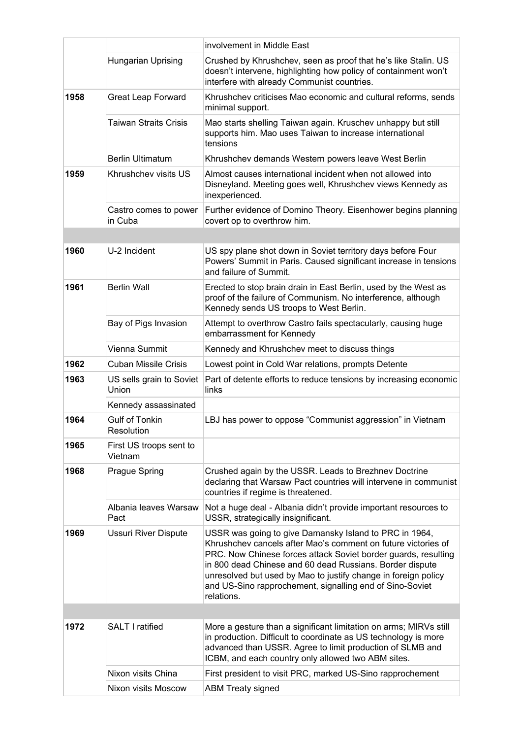| | | |
|---|---|---|
| | | involvement in Middle East |
| | Hungarian Uprising | Crushed by Khrushchev, seen as proof that he's like Stalin. US doesn't intervene, highlighting how policy of containment won't interfere with already Communist countries. |
| **1958** | Great Leap Forward | Khrushchev criticises Mao economic and cultural reforms, sends minimal support. |
| | Taiwan Straits Crisis | Mao starts shelling Taiwan again. Kruschev unhappy but still supports him. Mao uses Taiwan to increase international tensions |
| | Berlin Ultimatum | Khrushchev demands Western powers leave West Berlin |
| **1959** | Khrushchev visits US | Almost causes international incident when not allowed into Disneyland. Meeting goes well, Khrushchev views Kennedy as inexperienced. |
| | Castro comes to power in Cuba | Further evidence of Domino Theory. Eisenhower begins planning covert op to overthrow him. |
| | | |
| **1960** | U-2 Incident | US spy plane shot down in Soviet territory days before Four Powers' Summit in Paris. Caused significant increase in tensions and failure of Summit. |
| **1961** | Berlin Wall | Erected to stop brain drain in East Berlin, used by the West as proof of the failure of Communism. No interference, although Kennedy sends US troops to West Berlin. |
| | Bay of Pigs Invasion | Attempt to overthrow Castro fails spectacularly, causing huge embarrassment for Kennedy |
| | Vienna Summit | Kennedy and Khrushchev meet to discuss things |
| **1962** | Cuban Missile Crisis | Lowest point in Cold War relations, prompts Detente |
| **1963** | US sells grain to Soviet Union | Part of detente efforts to reduce tensions by increasing economic links |
| | Kennedy assassinated | |
| **1964** | Gulf of Tonkin Resolution | LBJ has power to oppose "Communist aggression" in Vietnam |
| **1965** | First US troops sent to Vietnam | |
| **1968** | Prague Spring | Crushed again by the USSR. Leads to Brezhnev Doctrine declaring that Warsaw Pact countries will intervene in communist countries if regime is threatened. |
| | Albania leaves Warsaw Pact | Not a huge deal - Albania didn't provide important resources to USSR, strategically insignificant. |
| **1969** | Ussuri River Dispute | USSR was going to give Damansky Island to PRC in 1964, Khrushchev cancels after Mao's comment on future victories of PRC. Now Chinese forces attack Soviet border guards, resulting in 800 dead Chinese and 60 dead Russians. Border dispute unresolved but used by Mao to justify change in foreign policy and US-Sino rapprochement, signalling end of Sino-Soviet relations. |
| | | |
| **1972** | SALT I ratified | More a gesture than a significant limitation on arms; MIRVs still in production. Difficult to coordinate as US technology is more advanced than USSR. Agree to limit production of SLMB and ICBM, and each country only allowed two ABM sites. |
| | Nixon visits China | First president to visit PRC, marked US-Sino rapprochement |
| | Nixon visits Moscow | ABM Treaty signed |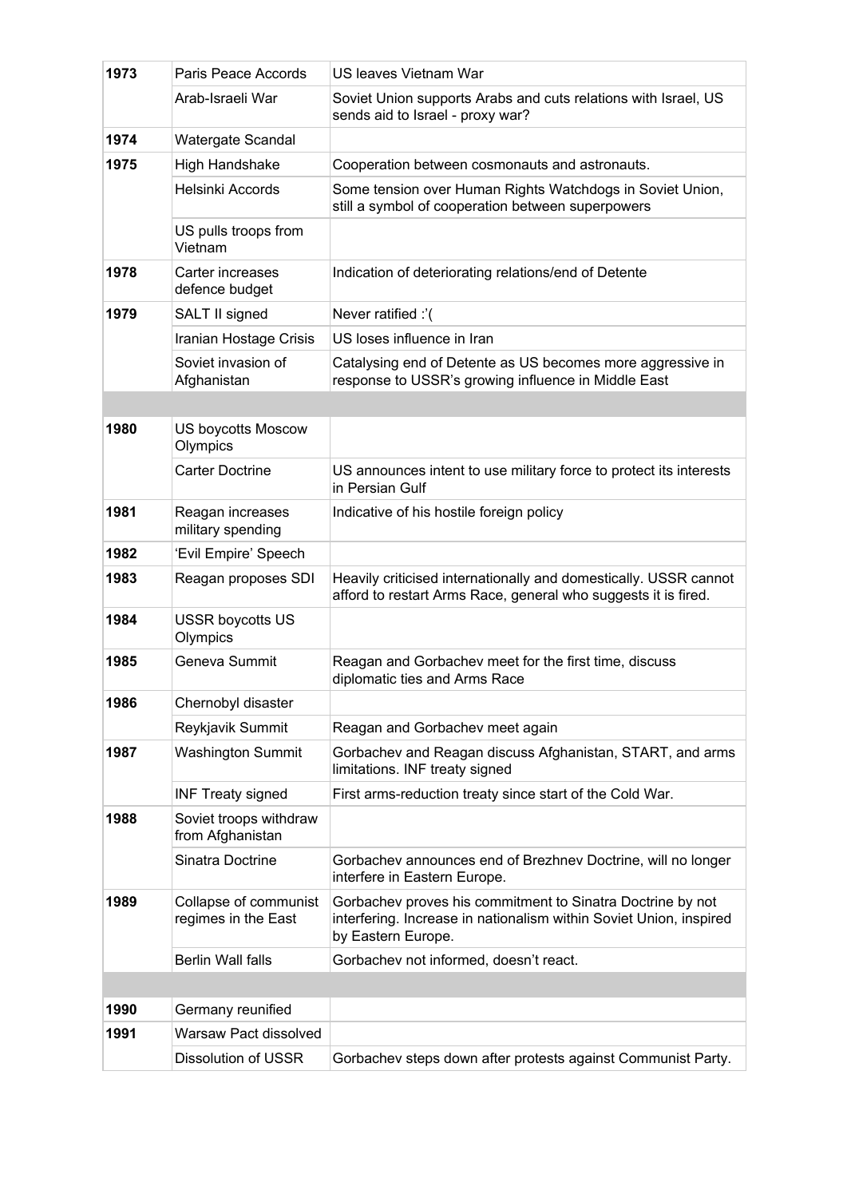| | | |
|---|---|---|
| **1973** | Paris Peace Accords | US leaves Vietnam War |
| | Arab-Israeli War | Soviet Union supports Arabs and cuts relations with Israel, US sends aid to Israel - proxy war? |
| **1974** | Watergate Scandal | |
| **1975** | High Handshake | Cooperation between cosmonauts and astronauts. |
| | Helsinki Accords | Some tension over Human Rights Watchdogs in Soviet Union, still a symbol of cooperation between superpowers |
| | US pulls troops from Vietnam | |
| **1978** | Carter increases defence budget | Indication of deteriorating relations/end of Detente |
| **1979** | SALT II signed | Never ratified :'( |
| | Iranian Hostage Crisis | US loses influence in Iran |
| | Soviet invasion of Afghanistan | Catalysing end of Detente as US becomes more aggressive in response to USSR's growing influence in Middle East |
| | | |
| **1980** | US boycotts Moscow Olympics | |
| | Carter Doctrine | US announces intent to use military force to protect its interests in Persian Gulf |
| **1981** | Reagan increases military spending | Indicative of his hostile foreign policy |
| **1982** | 'Evil Empire' Speech | |
| **1983** | Reagan proposes SDI | Heavily criticised internationally and domestically. USSR cannot afford to restart Arms Race, general who suggests it is fired. |
| **1984** | USSR boycotts US Olympics | |
| **1985** | Geneva Summit | Reagan and Gorbachev meet for the first time, discuss diplomatic ties and Arms Race |
| **1986** | Chernobyl disaster | |
| | Reykjavik Summit | Reagan and Gorbachev meet again |
| **1987** | Washington Summit | Gorbachev and Reagan discuss Afghanistan, START, and arms limitations. INF treaty signed |
| | INF Treaty signed | First arms-reduction treaty since start of the Cold War. |
| **1988** | Soviet troops withdraw from Afghanistan | |
| | Sinatra Doctrine | Gorbachev announces end of Brezhnev Doctrine, will no longer interfere in Eastern Europe. |
| **1989** | Collapse of communist regimes in the East | Gorbachev proves his commitment to Sinatra Doctrine by not interfering. Increase in nationalism within Soviet Union, inspired by Eastern Europe. |
| | Berlin Wall falls | Gorbachev not informed, doesn't react. |
| | | |
| **1990** | Germany reunified | |
| **1991** | Warsaw Pact dissolved | |
| | Dissolution of USSR | Gorbachev steps down after protests against Communist Party. |